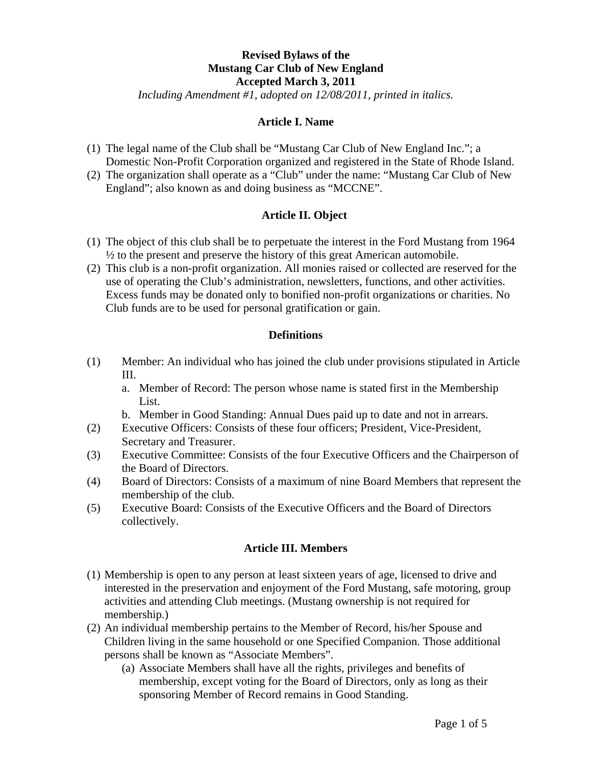**Revised Bylaws of the**
**Mustang Car Club of New England**
**Accepted March 3, 2011**

*Including Amendment #1, adopted on 12/08/2011, printed in italics.*

## Article I. Name

(1) The legal name of the Club shall be "Mustang Car Club of New England Inc."; a Domestic Non-Profit Corporation organized and registered in the State of Rhode Island.
(2) The organization shall operate as a "Club" under the name: "Mustang Car Club of New England"; also known as and doing business as "MCCNE".

## Article II. Object

(1) The object of this club shall be to perpetuate the interest in the Ford Mustang from 1964 ½ to the present and preserve the history of this great American automobile.
(2) This club is a non-profit organization. All monies raised or collected are reserved for the use of operating the Club's administration, newsletters, functions, and other activities. Excess funds may be donated only to bonified non-profit organizations or charities. No Club funds are to be used for personal gratification or gain.

## Definitions

(1) Member: An individual who has joined the club under provisions stipulated in Article III.
  a. Member of Record: The person whose name is stated first in the Membership List.
  b. Member in Good Standing: Annual Dues paid up to date and not in arrears.
(2) Executive Officers: Consists of these four officers; President, Vice-President, Secretary and Treasurer.
(3) Executive Committee: Consists of the four Executive Officers and the Chairperson of the Board of Directors.
(4) Board of Directors: Consists of a maximum of nine Board Members that represent the membership of the club.
(5) Executive Board: Consists of the Executive Officers and the Board of Directors collectively.

## Article III. Members

(1) Membership is open to any person at least sixteen years of age, licensed to drive and interested in the preservation and enjoyment of the Ford Mustang, safe motoring, group activities and attending Club meetings. (Mustang ownership is not required for membership.)
(2) An individual membership pertains to the Member of Record, his/her Spouse and Children living in the same household or one Specified Companion. Those additional persons shall be known as "Associate Members".
  (a) Associate Members shall have all the rights, privileges and benefits of membership, except voting for the Board of Directors, only as long as their sponsoring Member of Record remains in Good Standing.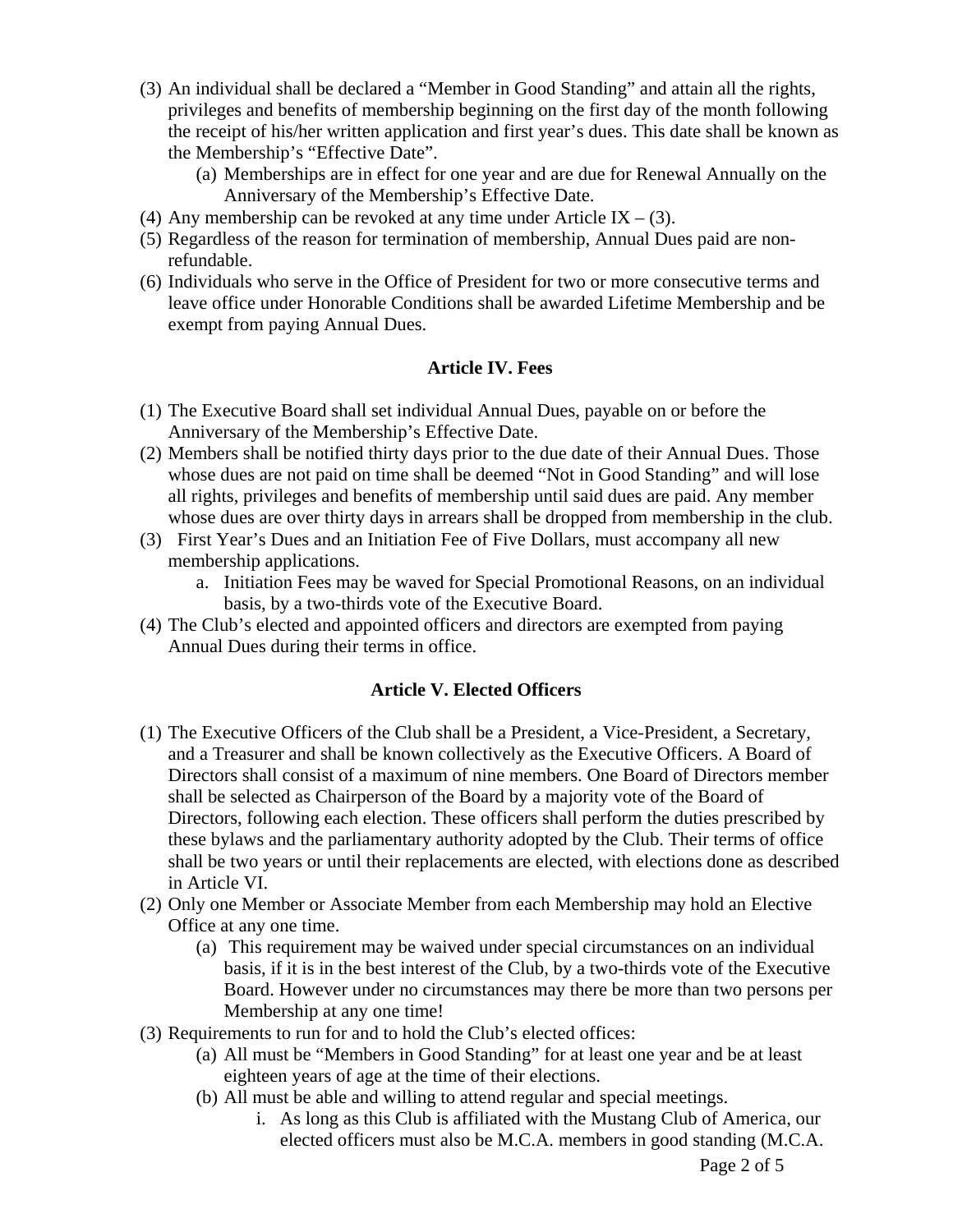(3) An individual shall be declared a "Member in Good Standing" and attain all the rights, privileges and benefits of membership beginning on the first day of the month following the receipt of his/her written application and first year's dues. This date shall be known as the Membership's "Effective Date".
    - (a) Memberships are in effect for one year and are due for Renewal Annually on the Anniversary of the Membership's Effective Date.

(4) Any membership can be revoked at any time under Article IX – (3).

(5) Regardless of the reason for termination of membership, Annual Dues paid are non-refundable.

(6) Individuals who serve in the Office of President for two or more consecutive terms and leave office under Honorable Conditions shall be awarded Lifetime Membership and be exempt from paying Annual Dues.

## Article IV. Fees

(1) The Executive Board shall set individual Annual Dues, payable on or before the Anniversary of the Membership's Effective Date.

(2) Members shall be notified thirty days prior to the due date of their Annual Dues. Those whose dues are not paid on time shall be deemed "Not in Good Standing" and will lose all rights, privileges and benefits of membership until said dues are paid. Any member whose dues are over thirty days in arrears shall be dropped from membership in the club.

(3) First Year's Dues and an Initiation Fee of Five Dollars, must accompany all new membership applications.
    - a. Initiation Fees may be waved for Special Promotional Reasons, on an individual basis, by a two-thirds vote of the Executive Board.

(4) The Club's elected and appointed officers and directors are exempted from paying Annual Dues during their terms in office.

## Article V. Elected Officers

(1) The Executive Officers of the Club shall be a President, a Vice-President, a Secretary, and a Treasurer and shall be known collectively as the Executive Officers. A Board of Directors shall consist of a maximum of nine members. One Board of Directors member shall be selected as Chairperson of the Board by a majority vote of the Board of Directors, following each election. These officers shall perform the duties prescribed by these bylaws and the parliamentary authority adopted by the Club. Their terms of office shall be two years or until their replacements are elected, with elections done as described in Article VI.

(2) Only one Member or Associate Member from each Membership may hold an Elective Office at any one time.
    - (a) This requirement may be waived under special circumstances on an individual basis, if it is in the best interest of the Club, by a two-thirds vote of the Executive Board. However under no circumstances may there be more than two persons per Membership at any one time!

(3) Requirements to run for and to hold the Club's elected offices:
    - (a) All must be "Members in Good Standing" for at least one year and be at least eighteen years of age at the time of their elections.
    - (b) All must be able and willing to attend regular and special meetings.
        - i. As long as this Club is affiliated with the Mustang Club of America, our elected officers must also be M.C.A. members in good standing (M.C.A.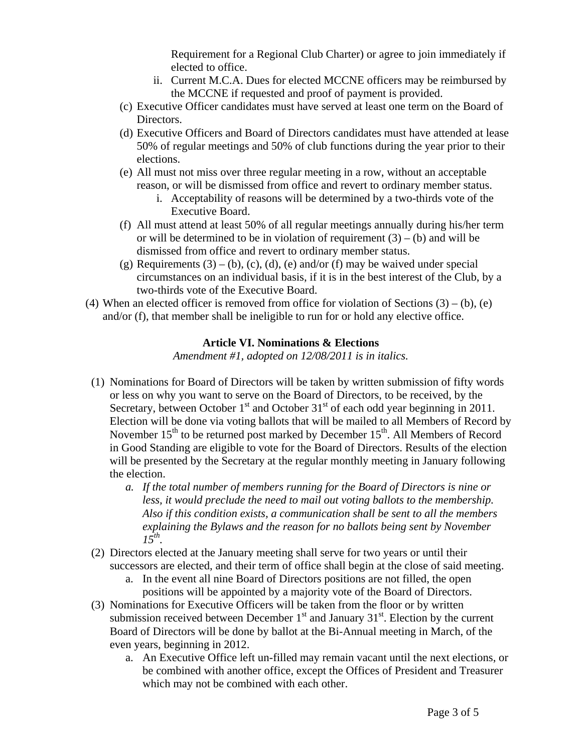Requirement for a Regional Club Charter) or agree to join immediately if elected to office.

   ii. Current M.C.A. Dues for elected MCCNE officers may be reimbursed by the MCCNE if requested and proof of payment is provided.

(c) Executive Officer candidates must have served at least one term on the Board of Directors.

(d) Executive Officers and Board of Directors candidates must have attended at lease 50% of regular meetings and 50% of club functions during the year prior to their elections.

(e) All must not miss over three regular meeting in a row, without an acceptable reason, or will be dismissed from office and revert to ordinary member status.

   i. Acceptability of reasons will be determined by a two-thirds vote of the Executive Board.

(f) All must attend at least 50% of all regular meetings annually during his/her term or will be determined to be in violation of requirement (3) – (b) and will be dismissed from office and revert to ordinary member status.

(g) Requirements (3) – (b), (c), (d), (e) and/or (f) may be waived under special circumstances on an individual basis, if it is in the best interest of the Club, by a two-thirds vote of the Executive Board.

(4) When an elected officer is removed from office for violation of Sections (3) – (b), (e) and/or (f), that member shall be ineligible to run for or hold any elective office.

### Article VI. Nominations & Elections

*Amendment #1, adopted on 12/08/2011 is in italics.*

(1) Nominations for Board of Directors will be taken by written submission of fifty words or less on why you want to serve on the Board of Directors, to be received, by the Secretary, between October 1st and October 31st of each odd year beginning in 2011. Election will be done via voting ballots that will be mailed to all Members of Record by November 15th to be returned post marked by December 15th. All Members of Record in Good Standing are eligible to vote for the Board of Directors. Results of the election will be presented by the Secretary at the regular monthly meeting in January following the election.

   a. *If the total number of members running for the Board of Directors is nine or less, it would preclude the need to mail out voting ballots to the membership. Also if this condition exists, a communication shall be sent to all the members explaining the Bylaws and the reason for no ballots being sent by November 15th.*

(2) Directors elected at the January meeting shall serve for two years or until their successors are elected, and their term of office shall begin at the close of said meeting.

   a. In the event all nine Board of Directors positions are not filled, the open positions will be appointed by a majority vote of the Board of Directors.

(3) Nominations for Executive Officers will be taken from the floor or by written submission received between December 1st and January 31st. Election by the current Board of Directors will be done by ballot at the Bi-Annual meeting in March, of the even years, beginning in 2012.

   a. An Executive Office left un-filled may remain vacant until the next elections, or be combined with another office, except the Offices of President and Treasurer which may not be combined with each other.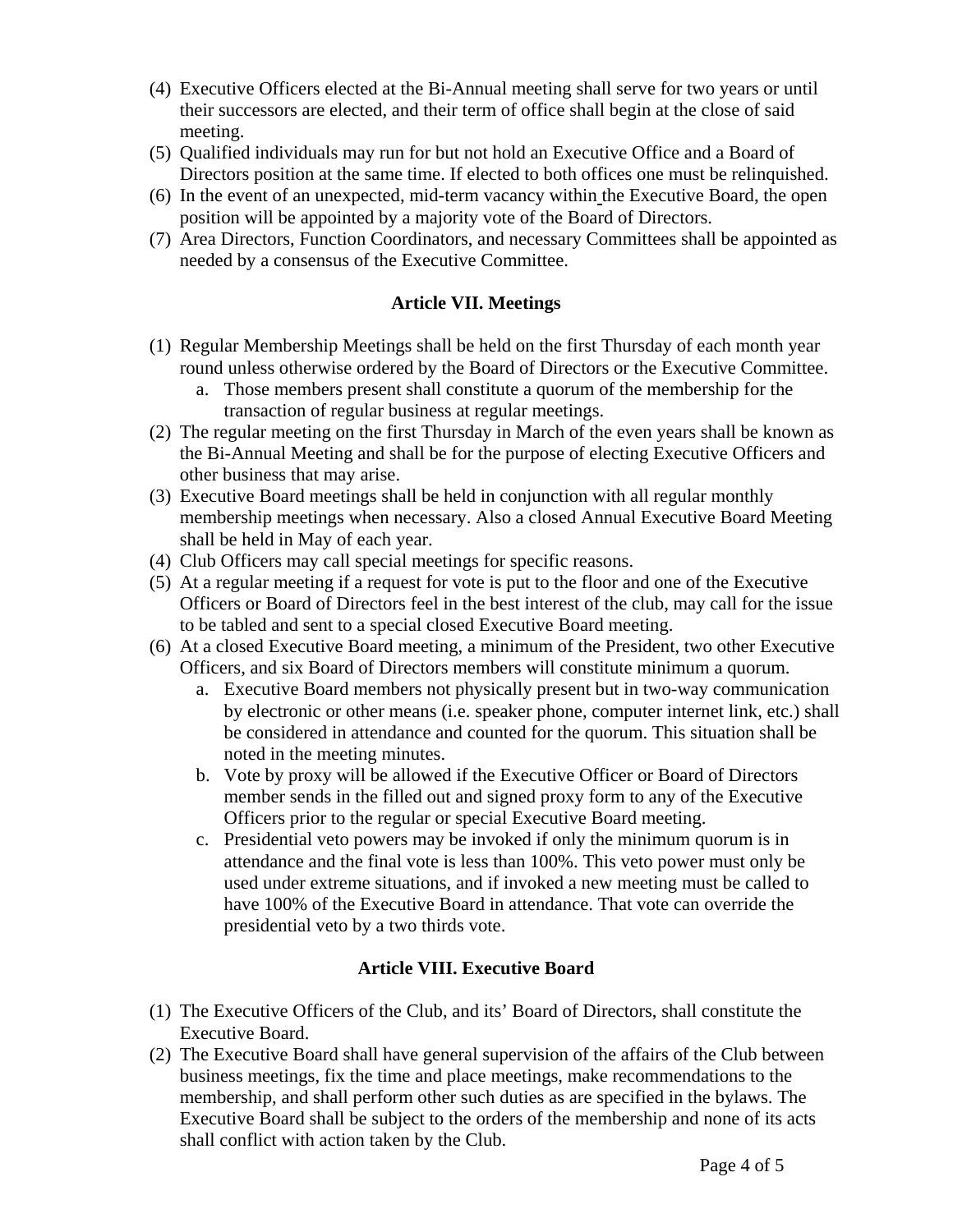(4) Executive Officers elected at the Bi-Annual meeting shall serve for two years or until their successors are elected, and their term of office shall begin at the close of said meeting.

(5) Qualified individuals may run for but not hold an Executive Office and a Board of Directors position at the same time. If elected to both offices one must be relinquished.

(6) In the event of an unexpected, mid-term vacancy within the Executive Board, the open position will be appointed by a majority vote of the Board of Directors.

(7) Area Directors, Function Coordinators, and necessary Committees shall be appointed as needed by a consensus of the Executive Committee.

## Article VII. Meetings

(1) Regular Membership Meetings shall be held on the first Thursday of each month year round unless otherwise ordered by the Board of Directors or the Executive Committee.
   a. Those members present shall constitute a quorum of the membership for the transaction of regular business at regular meetings.

(2) The regular meeting on the first Thursday in March of the even years shall be known as the Bi-Annual Meeting and shall be for the purpose of electing Executive Officers and other business that may arise.

(3) Executive Board meetings shall be held in conjunction with all regular monthly membership meetings when necessary. Also a closed Annual Executive Board Meeting shall be held in May of each year.

(4) Club Officers may call special meetings for specific reasons.

(5) At a regular meeting if a request for vote is put to the floor and one of the Executive Officers or Board of Directors feel in the best interest of the club, may call for the issue to be tabled and sent to a special closed Executive Board meeting.

(6) At a closed Executive Board meeting, a minimum of the President, two other Executive Officers, and six Board of Directors members will constitute minimum a quorum.
   a. Executive Board members not physically present but in two-way communication by electronic or other means (i.e. speaker phone, computer internet link, etc.) shall be considered in attendance and counted for the quorum. This situation shall be noted in the meeting minutes.
   b. Vote by proxy will be allowed if the Executive Officer or Board of Directors member sends in the filled out and signed proxy form to any of the Executive Officers prior to the regular or special Executive Board meeting.
   c. Presidential veto powers may be invoked if only the minimum quorum is in attendance and the final vote is less than 100%. This veto power must only be used under extreme situations, and if invoked a new meeting must be called to have 100% of the Executive Board in attendance. That vote can override the presidential veto by a two thirds vote.

## Article VIII. Executive Board

(1) The Executive Officers of the Club, and its' Board of Directors, shall constitute the Executive Board.

(2) The Executive Board shall have general supervision of the affairs of the Club between business meetings, fix the time and place meetings, make recommendations to the membership, and shall perform other such duties as are specified in the bylaws. The Executive Board shall be subject to the orders of the membership and none of its acts shall conflict with action taken by the Club.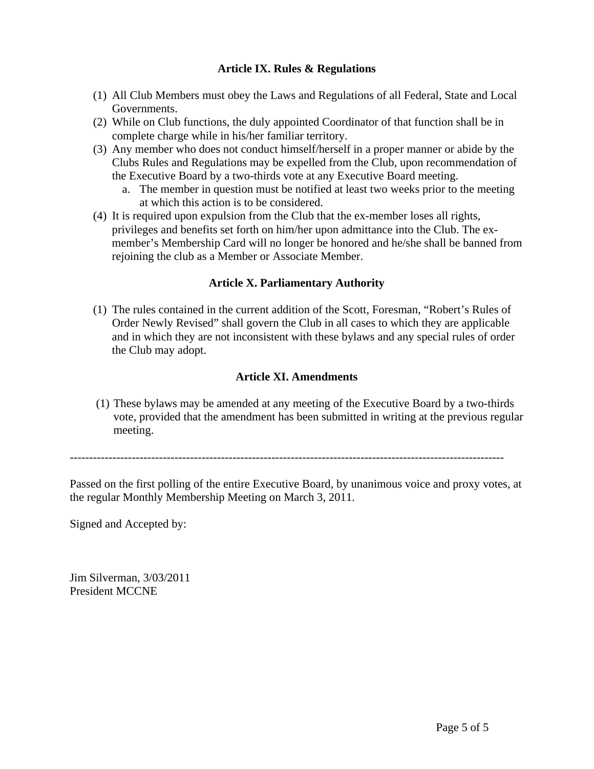## Article IX. Rules & Regulations

(1) All Club Members must obey the Laws and Regulations of all Federal, State and Local Governments.

(2) While on Club functions, the duly appointed Coordinator of that function shall be in complete charge while in his/her familiar territory.

(3) Any member who does not conduct himself/herself in a proper manner or abide by the Clubs Rules and Regulations may be expelled from the Club, upon recommendation of the Executive Board by a two-thirds vote at any Executive Board meeting.
   a. The member in question must be notified at least two weeks prior to the meeting at which this action is to be considered.

(4) It is required upon expulsion from the Club that the ex-member loses all rights, privileges and benefits set forth on him/her upon admittance into the Club. The ex-member's Membership Card will no longer be honored and he/she shall be banned from rejoining the club as a Member or Associate Member.

## Article X. Parliamentary Authority

(1) The rules contained in the current addition of the Scott, Foresman, "Robert's Rules of Order Newly Revised" shall govern the Club in all cases to which they are applicable and in which they are not inconsistent with these bylaws and any special rules of order the Club may adopt.

## Article XI. Amendments

(1) These bylaws may be amended at any meeting of the Executive Board by a two-thirds vote, provided that the amendment has been submitted in writing at the previous regular meeting.

---

Passed on the first polling of the entire Executive Board, by unanimous voice and proxy votes, at the regular Monthly Membership Meeting on March 3, 2011.

Signed and Accepted by:

Jim Silverman, 3/03/2011
President MCCNE